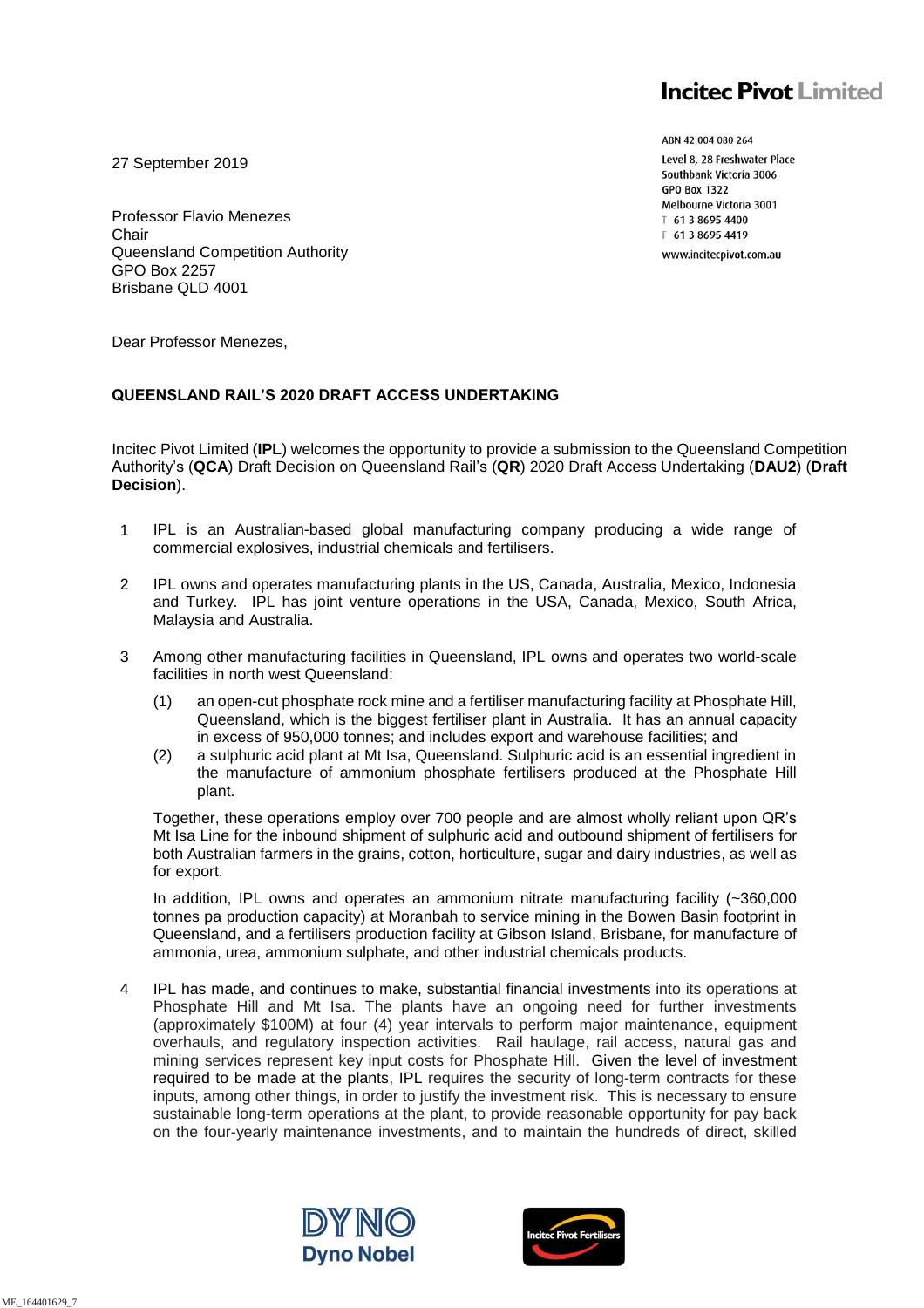**Incitec Pivot Limited**

ABN 42 004 080 264
Level 8, 28 Freshwater Place
Southbank Victoria 3006
GPO Box 1322
Melbourne Victoria 3001
T 61 3 8695 4400
F 61 3 8695 4419
www.incitecpivot.com.au

27 September 2019

Professor Flavio Menezes
Chair
Queensland Competition Authority
GPO Box 2257
Brisbane QLD 4001

Dear Professor Menezes,

**QUEENSLAND RAIL'S 2020 DRAFT ACCESS UNDERTAKING**

Incitec Pivot Limited (**IPL**) welcomes the opportunity to provide a submission to the Queensland Competition Authority's (**QCA**) Draft Decision on Queensland Rail's (**QR**) 2020 Draft Access Undertaking (**DAU2**) (**Draft Decision**).

1. IPL is an Australian-based global manufacturing company producing a wide range of commercial explosives, industrial chemicals and fertilisers.

2. IPL owns and operates manufacturing plants in the US, Canada, Australia, Mexico, Indonesia and Turkey. IPL has joint venture operations in the USA, Canada, Mexico, South Africa, Malaysia and Australia.

3. Among other manufacturing facilities in Queensland, IPL owns and operates two world-scale facilities in north west Queensland:

   (1) an open-cut phosphate rock mine and a fertiliser manufacturing facility at Phosphate Hill, Queensland, which is the biggest fertiliser plant in Australia. It has an annual capacity in excess of 950,000 tonnes; and includes export and warehouse facilities; and

   (2) a sulphuric acid plant at Mt Isa, Queensland. Sulphuric acid is an essential ingredient in the manufacture of ammonium phosphate fertilisers produced at the Phosphate Hill plant.

   Together, these operations employ over 700 people and are almost wholly reliant upon QR's Mt Isa Line for the inbound shipment of sulphuric acid and outbound shipment of fertilisers for both Australian farmers in the grains, cotton, horticulture, sugar and dairy industries, as well as for export.

   In addition, IPL owns and operates an ammonium nitrate manufacturing facility (~360,000 tonnes pa production capacity) at Moranbah to service mining in the Bowen Basin footprint in Queensland, and a fertilisers production facility at Gibson Island, Brisbane, for manufacture of ammonia, urea, ammonium sulphate, and other industrial chemicals products.

4. IPL has made, and continues to make, substantial financial investments into its operations at Phosphate Hill and Mt Isa. The plants have an ongoing need for further investments (approximately $100M) at four (4) year intervals to perform major maintenance, equipment overhauls, and regulatory inspection activities. Rail haulage, rail access, natural gas and mining services represent key input costs for Phosphate Hill. Given the level of investment required to be made at the plants, IPL requires the security of long-term contracts for these inputs, among other things, in order to justify the investment risk. This is necessary to ensure sustainable long-term operations at the plant, to provide reasonable opportunity for pay back on the four-yearly maintenance investments, and to maintain the hundreds of direct, skilled

DYNO Dyno Nobel

Incitec Pivot Fertilisers

ME_164401629_7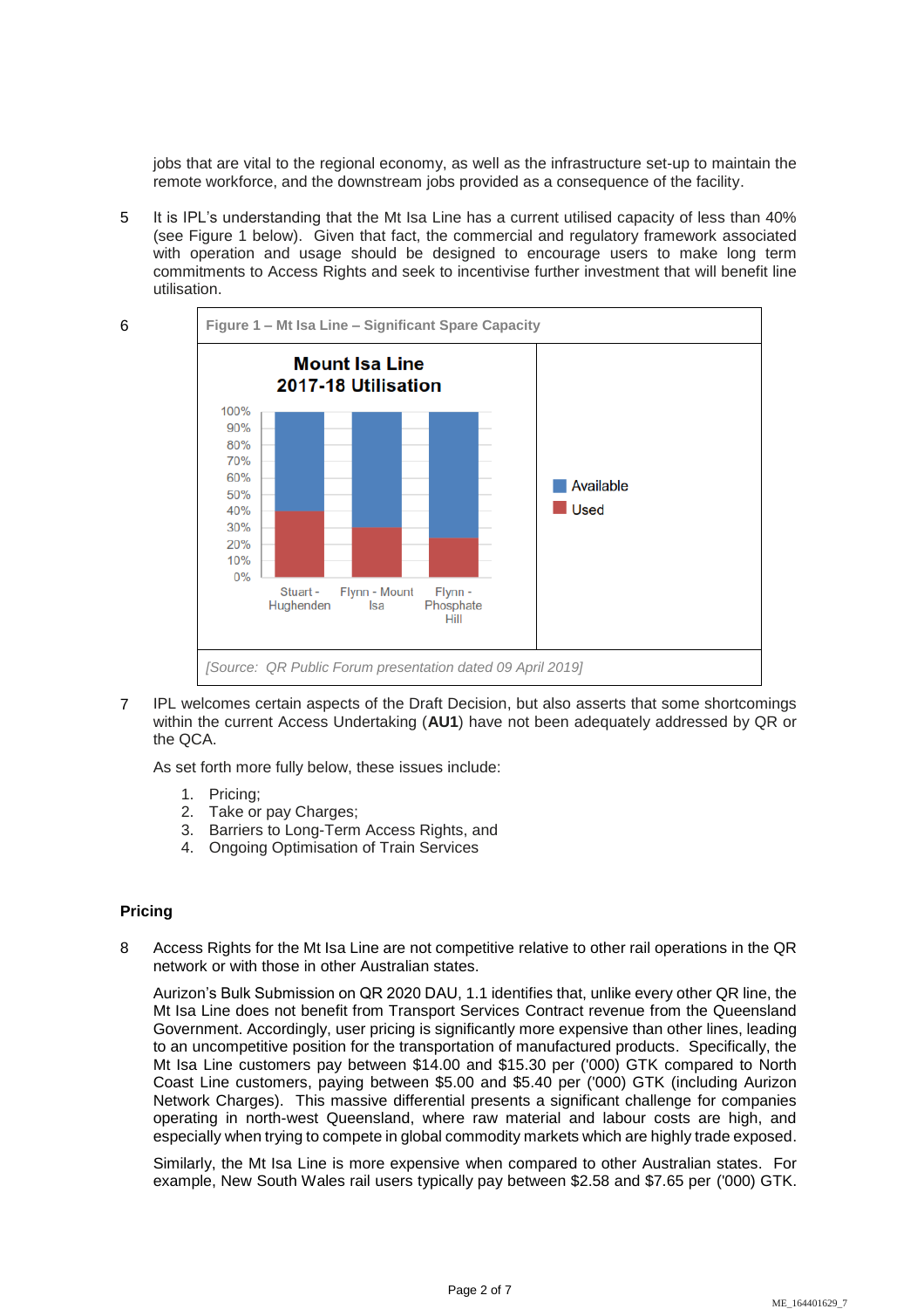jobs that are vital to the regional economy, as well as the infrastructure set-up to maintain the remote workforce, and the downstream jobs provided as a consequence of the facility.

5 It is IPL's understanding that the Mt Isa Line has a current utilised capacity of less than 40% (see Figure 1 below). Given that fact, the commercial and regulatory framework associated with operation and usage should be designed to encourage users to make long term commitments to Access Rights and seek to incentivise further investment that will benefit line utilisation.

6 **Figure 1 – Mt Isa Line – Significant Spare Capacity**

*[Source: QR Public Forum presentation dated 09 April 2019]*

7 IPL welcomes certain aspects of the Draft Decision, but also asserts that some shortcomings within the current Access Undertaking (**AU1**) have not been adequately addressed by QR or the QCA.

As set forth more fully below, these issues include:

1. Pricing;
2. Take or pay Charges;
3. Barriers to Long-Term Access Rights, and
4. Ongoing Optimisation of Train Services

## Pricing

8 Access Rights for the Mt Isa Line are not competitive relative to other rail operations in the QR network or with those in other Australian states.

Aurizon's Bulk Submission on QR 2020 DAU, 1.1 identifies that, unlike every other QR line, the Mt Isa Line does not benefit from Transport Services Contract revenue from the Queensland Government. Accordingly, user pricing is significantly more expensive than other lines, leading to an uncompetitive position for the transportation of manufactured products. Specifically, the Mt Isa Line customers pay between $14.00 and $15.30 per ('000) GTK compared to North Coast Line customers, paying between $5.00 and $5.40 per ('000) GTK (including Aurizon Network Charges). This massive differential presents a significant challenge for companies operating in north-west Queensland, where raw material and labour costs are high, and especially when trying to compete in global commodity markets which are highly trade exposed.

Similarly, the Mt Isa Line is more expensive when compared to other Australian states. For example, New South Wales rail users typically pay between $2.58 and $7.65 per ('000) GTK.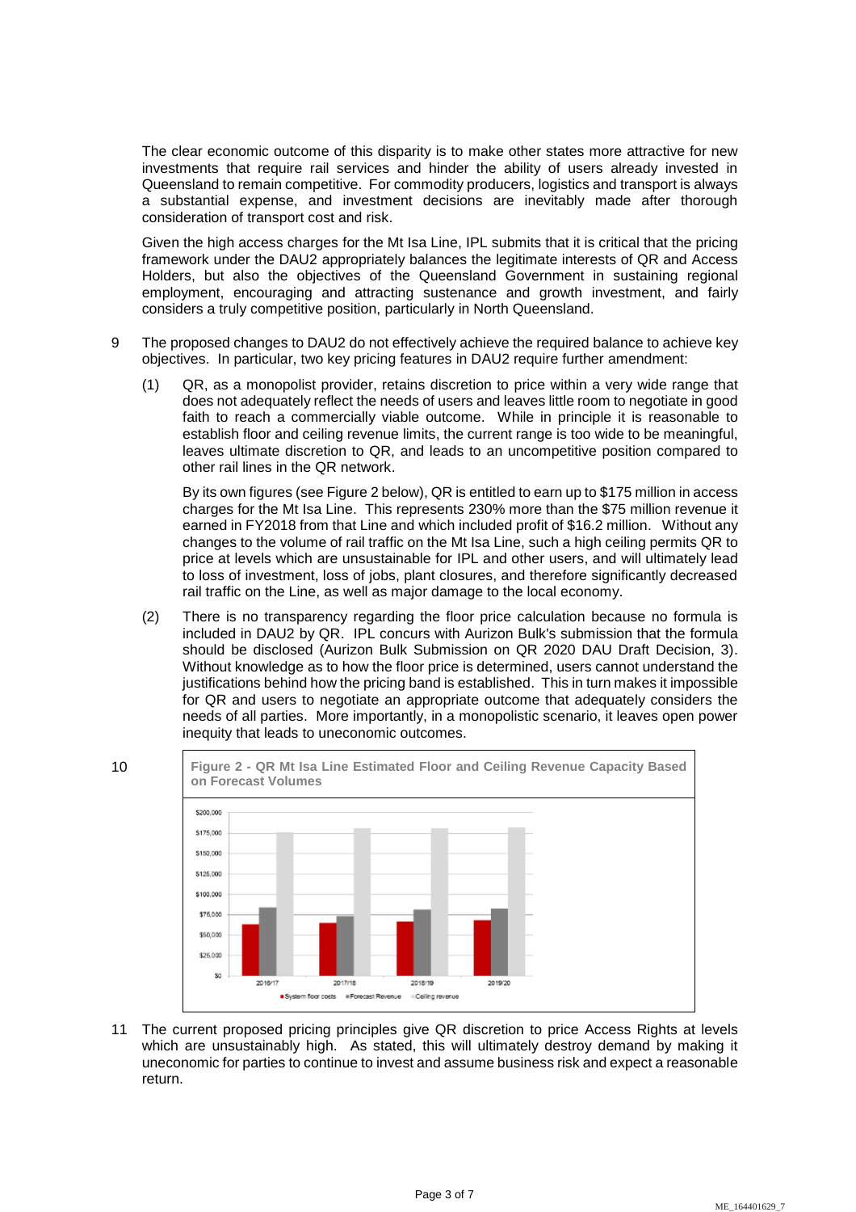The clear economic outcome of this disparity is to make other states more attractive for new investments that require rail services and hinder the ability of users already invested in Queensland to remain competitive. For commodity producers, logistics and transport is always a substantial expense, and investment decisions are inevitably made after thorough consideration of transport cost and risk.

Given the high access charges for the Mt Isa Line, IPL submits that it is critical that the pricing framework under the DAU2 appropriately balances the legitimate interests of QR and Access Holders, but also the objectives of the Queensland Government in sustaining regional employment, encouraging and attracting sustenance and growth investment, and fairly considers a truly competitive position, particularly in North Queensland.

9 The proposed changes to DAU2 do not effectively achieve the required balance to achieve key objectives. In particular, two key pricing features in DAU2 require further amendment:

(1) QR, as a monopolist provider, retains discretion to price within a very wide range that does not adequately reflect the needs of users and leaves little room to negotiate in good faith to reach a commercially viable outcome. While in principle it is reasonable to establish floor and ceiling revenue limits, the current range is too wide to be meaningful, leaves ultimate discretion to QR, and leads to an uncompetitive position compared to other rail lines in the QR network.

By its own figures (see Figure 2 below), QR is entitled to earn up to $175 million in access charges for the Mt Isa Line. This represents 230% more than the $75 million revenue it earned in FY2018 from that Line and which included profit of $16.2 million. Without any changes to the volume of rail traffic on the Mt Isa Line, such a high ceiling permits QR to price at levels which are unsustainable for IPL and other users, and will ultimately lead to loss of investment, loss of jobs, plant closures, and therefore significantly decreased rail traffic on the Line, as well as major damage to the local economy.

(2) There is no transparency regarding the floor price calculation because no formula is included in DAU2 by QR. IPL concurs with Aurizon Bulk's submission that the formula should be disclosed (Aurizon Bulk Submission on QR 2020 DAU Draft Decision, 3). Without knowledge as to how the floor price is determined, users cannot understand the justifications behind how the pricing band is established. This in turn makes it impossible for QR and users to negotiate an appropriate outcome that adequately considers the needs of all parties. More importantly, in a monopolistic scenario, it leaves open power inequity that leads to uneconomic outcomes.

10 **Figure 2 - QR Mt Isa Line Estimated Floor and Ceiling Revenue Capacity Based on Forecast Volumes**

11 The current proposed pricing principles give QR discretion to price Access Rights at levels which are unsustainably high. As stated, this will ultimately destroy demand by making it uneconomic for parties to continue to invest and assume business risk and expect a reasonable return.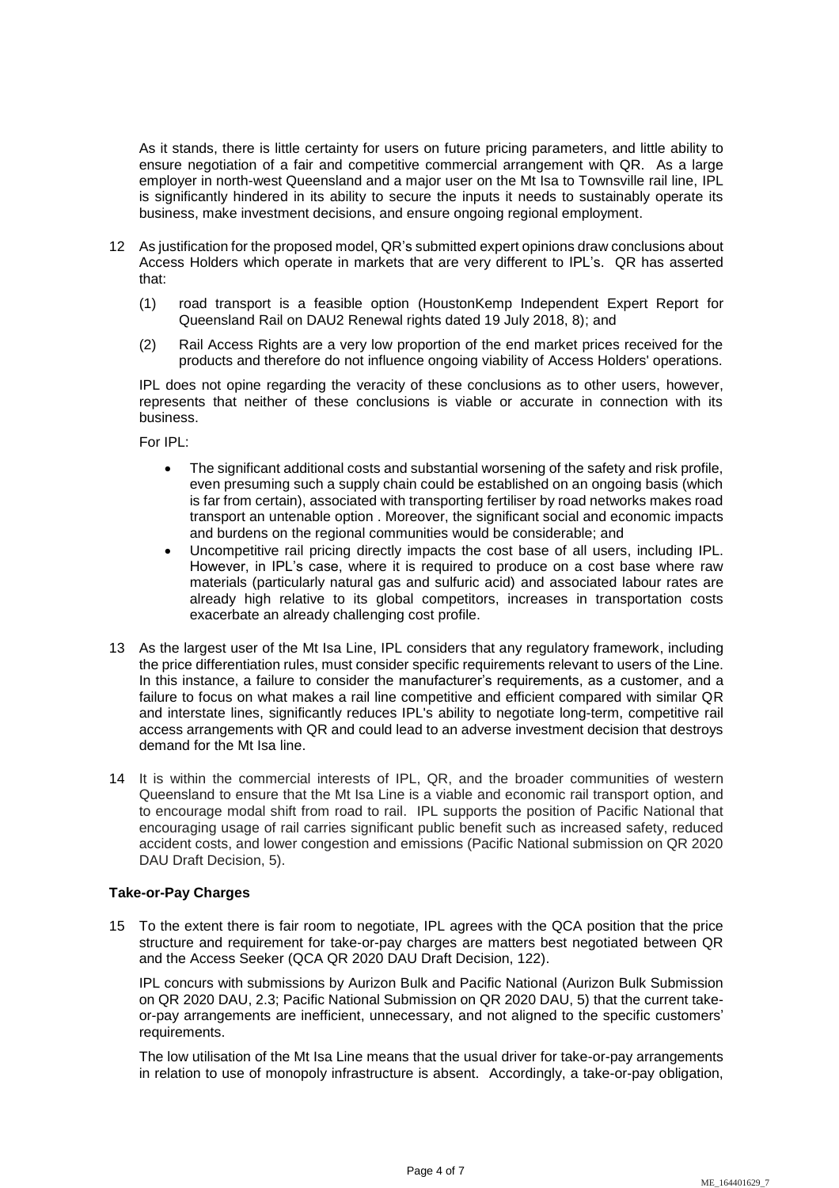As it stands, there is little certainty for users on future pricing parameters, and little ability to ensure negotiation of a fair and competitive commercial arrangement with QR. As a large employer in north-west Queensland and a major user on the Mt Isa to Townsville rail line, IPL is significantly hindered in its ability to secure the inputs it needs to sustainably operate its business, make investment decisions, and ensure ongoing regional employment.

12 As justification for the proposed model, QR's submitted expert opinions draw conclusions about Access Holders which operate in markets that are very different to IPL's. QR has asserted that:

   (1) road transport is a feasible option (HoustonKemp Independent Expert Report for Queensland Rail on DAU2 Renewal rights dated 19 July 2018, 8); and

   (2) Rail Access Rights are a very low proportion of the end market prices received for the products and therefore do not influence ongoing viability of Access Holders' operations.

   IPL does not opine regarding the veracity of these conclusions as to other users, however, represents that neither of these conclusions is viable or accurate in connection with its business.

   For IPL:

   - The significant additional costs and substantial worsening of the safety and risk profile, even presuming such a supply chain could be established on an ongoing basis (which is far from certain), associated with transporting fertiliser by road networks makes road transport an untenable option . Moreover, the significant social and economic impacts and burdens on the regional communities would be considerable; and
   - Uncompetitive rail pricing directly impacts the cost base of all users, including IPL. However, in IPL's case, where it is required to produce on a cost base where raw materials (particularly natural gas and sulfuric acid) and associated labour rates are already high relative to its global competitors, increases in transportation costs exacerbate an already challenging cost profile.

13 As the largest user of the Mt Isa Line, IPL considers that any regulatory framework, including the price differentiation rules, must consider specific requirements relevant to users of the Line. In this instance, a failure to consider the manufacturer's requirements, as a customer, and a failure to focus on what makes a rail line competitive and efficient compared with similar QR and interstate lines, significantly reduces IPL's ability to negotiate long-term, competitive rail access arrangements with QR and could lead to an adverse investment decision that destroys demand for the Mt Isa line.

14 It is within the commercial interests of IPL, QR, and the broader communities of western Queensland to ensure that the Mt Isa Line is a viable and economic rail transport option, and to encourage modal shift from road to rail. IPL supports the position of Pacific National that encouraging usage of rail carries significant public benefit such as increased safety, reduced accident costs, and lower congestion and emissions (Pacific National submission on QR 2020 DAU Draft Decision, 5).

**Take-or-Pay Charges**

15 To the extent there is fair room to negotiate, IPL agrees with the QCA position that the price structure and requirement for take-or-pay charges are matters best negotiated between QR and the Access Seeker (QCA QR 2020 DAU Draft Decision, 122).

   IPL concurs with submissions by Aurizon Bulk and Pacific National (Aurizon Bulk Submission on QR 2020 DAU, 2.3; Pacific National Submission on QR 2020 DAU, 5) that the current take-or-pay arrangements are inefficient, unnecessary, and not aligned to the specific customers' requirements.

   The low utilisation of the Mt Isa Line means that the usual driver for take-or-pay arrangements in relation to use of monopoly infrastructure is absent. Accordingly, a take-or-pay obligation,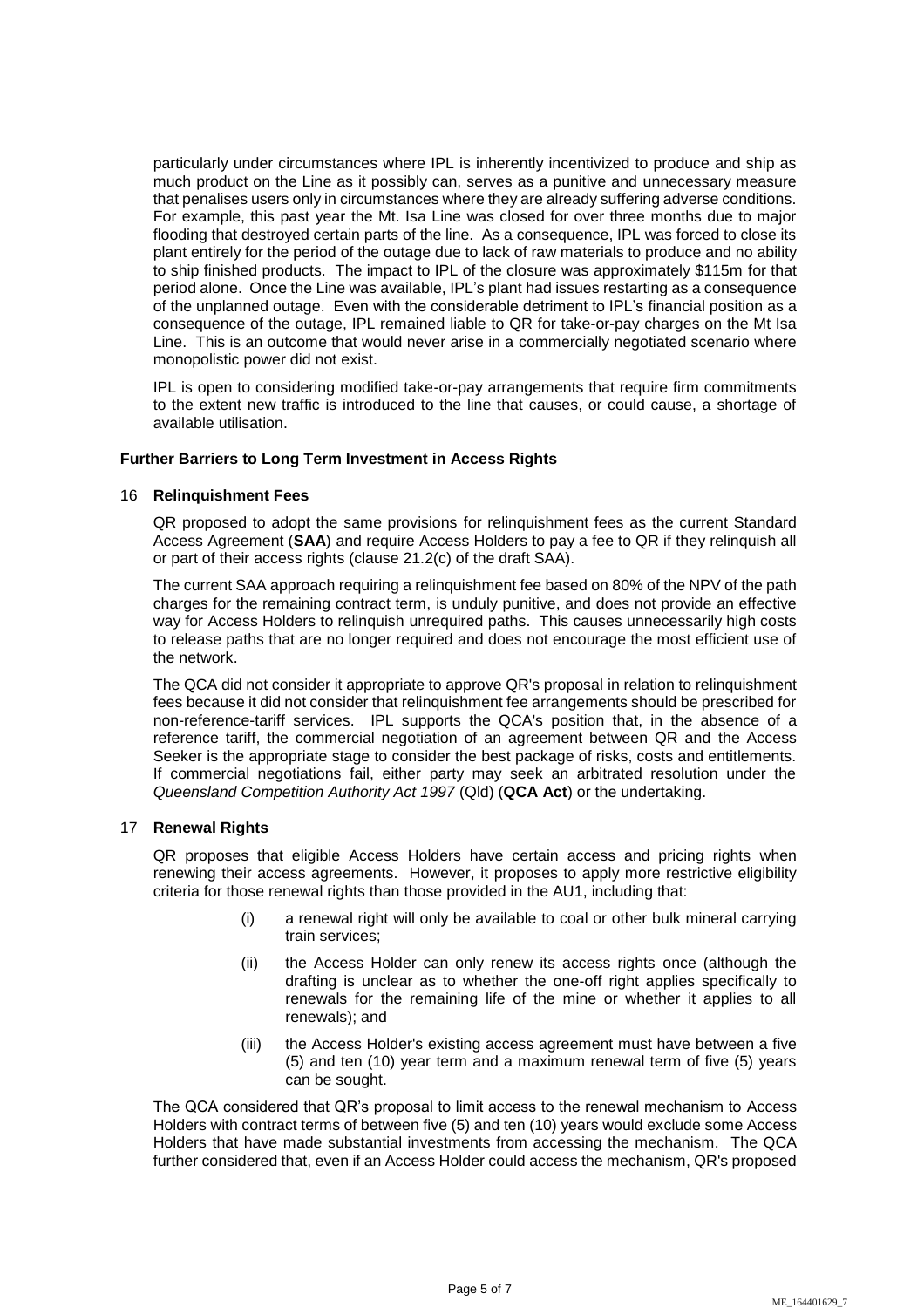particularly under circumstances where IPL is inherently incentivized to produce and ship as much product on the Line as it possibly can, serves as a punitive and unnecessary measure that penalises users only in circumstances where they are already suffering adverse conditions. For example, this past year the Mt. Isa Line was closed for over three months due to major flooding that destroyed certain parts of the line. As a consequence, IPL was forced to close its plant entirely for the period of the outage due to lack of raw materials to produce and no ability to ship finished products. The impact to IPL of the closure was approximately $115m for that period alone. Once the Line was available, IPL's plant had issues restarting as a consequence of the unplanned outage. Even with the considerable detriment to IPL's financial position as a consequence of the outage, IPL remained liable to QR for take-or-pay charges on the Mt Isa Line. This is an outcome that would never arise in a commercially negotiated scenario where monopolistic power did not exist.

IPL is open to considering modified take-or-pay arrangements that require firm commitments to the extent new traffic is introduced to the line that causes, or could cause, a shortage of available utilisation.

### Further Barriers to Long Term Investment in Access Rights

#### 16 Relinquishment Fees

QR proposed to adopt the same provisions for relinquishment fees as the current Standard Access Agreement (**SAA**) and require Access Holders to pay a fee to QR if they relinquish all or part of their access rights (clause 21.2(c) of the draft SAA).

The current SAA approach requiring a relinquishment fee based on 80% of the NPV of the path charges for the remaining contract term, is unduly punitive, and does not provide an effective way for Access Holders to relinquish unrequired paths. This causes unnecessarily high costs to release paths that are no longer required and does not encourage the most efficient use of the network.

The QCA did not consider it appropriate to approve QR's proposal in relation to relinquishment fees because it did not consider that relinquishment fee arrangements should be prescribed for non-reference-tariff services. IPL supports the QCA's position that, in the absence of a reference tariff, the commercial negotiation of an agreement between QR and the Access Seeker is the appropriate stage to consider the best package of risks, costs and entitlements. If commercial negotiations fail, either party may seek an arbitrated resolution under the *Queensland Competition Authority Act 1997* (Qld) (**QCA Act**) or the undertaking.

#### 17 Renewal Rights

QR proposes that eligible Access Holders have certain access and pricing rights when renewing their access agreements. However, it proposes to apply more restrictive eligibility criteria for those renewal rights than those provided in the AU1, including that:

(i) a renewal right will only be available to coal or other bulk mineral carrying train services;

(ii) the Access Holder can only renew its access rights once (although the drafting is unclear as to whether the one-off right applies specifically to renewals for the remaining life of the mine or whether it applies to all renewals); and

(iii) the Access Holder's existing access agreement must have between a five (5) and ten (10) year term and a maximum renewal term of five (5) years can be sought.

The QCA considered that QR's proposal to limit access to the renewal mechanism to Access Holders with contract terms of between five (5) and ten (10) years would exclude some Access Holders that have made substantial investments from accessing the mechanism. The QCA further considered that, even if an Access Holder could access the mechanism, QR's proposed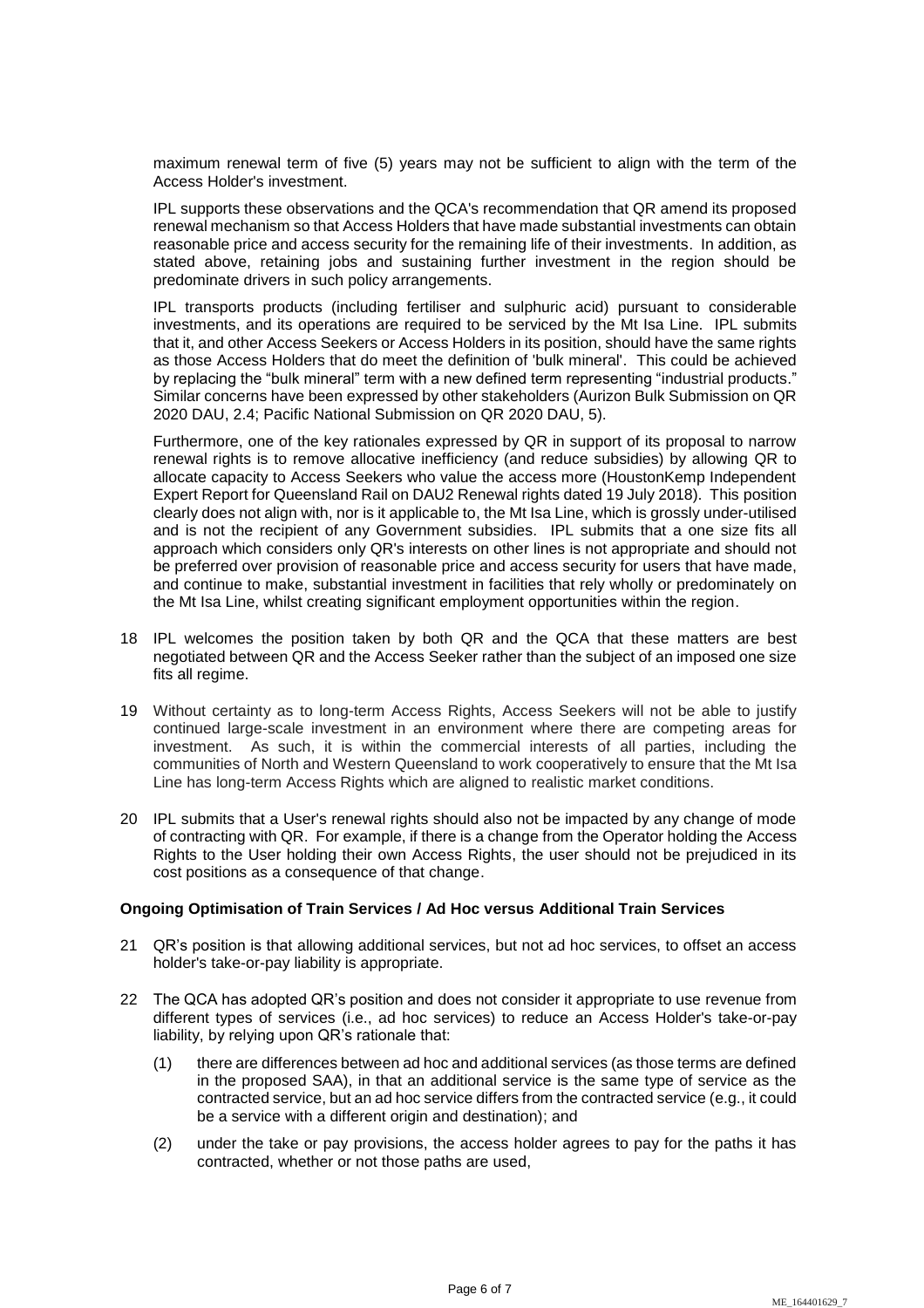maximum renewal term of five (5) years may not be sufficient to align with the term of the Access Holder's investment.

IPL supports these observations and the QCA's recommendation that QR amend its proposed renewal mechanism so that Access Holders that have made substantial investments can obtain reasonable price and access security for the remaining life of their investments. In addition, as stated above, retaining jobs and sustaining further investment in the region should be predominate drivers in such policy arrangements.

IPL transports products (including fertiliser and sulphuric acid) pursuant to considerable investments, and its operations are required to be serviced by the Mt Isa Line. IPL submits that it, and other Access Seekers or Access Holders in its position, should have the same rights as those Access Holders that do meet the definition of 'bulk mineral'. This could be achieved by replacing the "bulk mineral" term with a new defined term representing "industrial products." Similar concerns have been expressed by other stakeholders (Aurizon Bulk Submission on QR 2020 DAU, 2.4; Pacific National Submission on QR 2020 DAU, 5).

Furthermore, one of the key rationales expressed by QR in support of its proposal to narrow renewal rights is to remove allocative inefficiency (and reduce subsidies) by allowing QR to allocate capacity to Access Seekers who value the access more (HoustonKemp Independent Expert Report for Queensland Rail on DAU2 Renewal rights dated 19 July 2018). This position clearly does not align with, nor is it applicable to, the Mt Isa Line, which is grossly under-utilised and is not the recipient of any Government subsidies. IPL submits that a one size fits all approach which considers only QR's interests on other lines is not appropriate and should not be preferred over provision of reasonable price and access security for users that have made, and continue to make, substantial investment in facilities that rely wholly or predominately on the Mt Isa Line, whilst creating significant employment opportunities within the region.

18 IPL welcomes the position taken by both QR and the QCA that these matters are best negotiated between QR and the Access Seeker rather than the subject of an imposed one size fits all regime.

19 Without certainty as to long-term Access Rights, Access Seekers will not be able to justify continued large-scale investment in an environment where there are competing areas for investment. As such, it is within the commercial interests of all parties, including the communities of North and Western Queensland to work cooperatively to ensure that the Mt Isa Line has long-term Access Rights which are aligned to realistic market conditions.

20 IPL submits that a User's renewal rights should also not be impacted by any change of mode of contracting with QR. For example, if there is a change from the Operator holding the Access Rights to the User holding their own Access Rights, the user should not be prejudiced in its cost positions as a consequence of that change.

**Ongoing Optimisation of Train Services / Ad Hoc versus Additional Train Services**

21 QR's position is that allowing additional services, but not ad hoc services, to offset an access holder's take-or-pay liability is appropriate.

22 The QCA has adopted QR's position and does not consider it appropriate to use revenue from different types of services (i.e., ad hoc services) to reduce an Access Holder's take-or-pay liability, by relying upon QR's rationale that:

(1) there are differences between ad hoc and additional services (as those terms are defined in the proposed SAA), in that an additional service is the same type of service as the contracted service, but an ad hoc service differs from the contracted service (e.g., it could be a service with a different origin and destination); and

(2) under the take or pay provisions, the access holder agrees to pay for the paths it has contracted, whether or not those paths are used,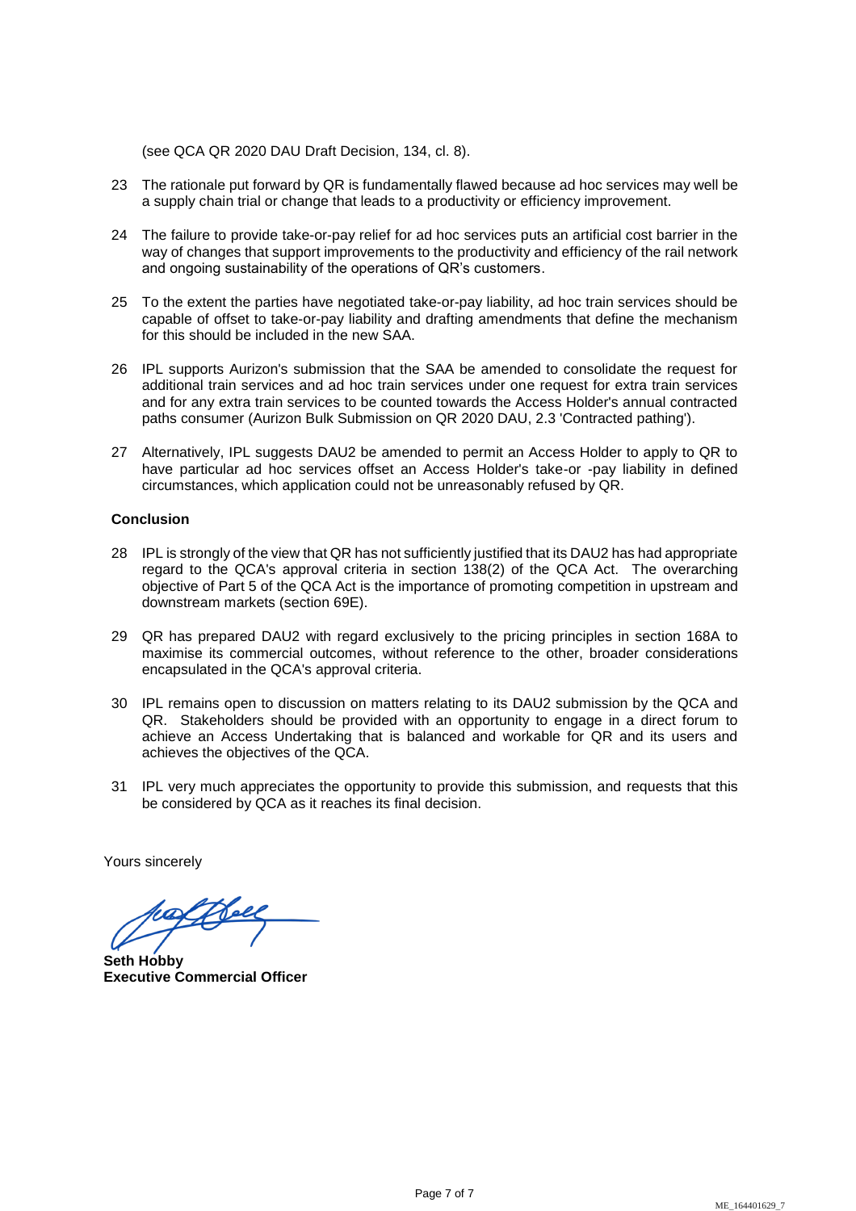(see QCA QR 2020 DAU Draft Decision, 134, cl. 8).

23 The rationale put forward by QR is fundamentally flawed because ad hoc services may well be a supply chain trial or change that leads to a productivity or efficiency improvement.

24 The failure to provide take-or-pay relief for ad hoc services puts an artificial cost barrier in the way of changes that support improvements to the productivity and efficiency of the rail network and ongoing sustainability of the operations of QR's customers.

25 To the extent the parties have negotiated take-or-pay liability, ad hoc train services should be capable of offset to take-or-pay liability and drafting amendments that define the mechanism for this should be included in the new SAA.

26 IPL supports Aurizon's submission that the SAA be amended to consolidate the request for additional train services and ad hoc train services under one request for extra train services and for any extra train services to be counted towards the Access Holder's annual contracted paths consumer (Aurizon Bulk Submission on QR 2020 DAU, 2.3 'Contracted pathing').

27 Alternatively, IPL suggests DAU2 be amended to permit an Access Holder to apply to QR to have particular ad hoc services offset an Access Holder's take-or -pay liability in defined circumstances, which application could not be unreasonably refused by QR.

**Conclusion**

28 IPL is strongly of the view that QR has not sufficiently justified that its DAU2 has had appropriate regard to the QCA's approval criteria in section 138(2) of the QCA Act. The overarching objective of Part 5 of the QCA Act is the importance of promoting competition in upstream and downstream markets (section 69E).

29 QR has prepared DAU2 with regard exclusively to the pricing principles in section 168A to maximise its commercial outcomes, without reference to the other, broader considerations encapsulated in the QCA's approval criteria.

30 IPL remains open to discussion on matters relating to its DAU2 submission by the QCA and QR. Stakeholders should be provided with an opportunity to engage in a direct forum to achieve an Access Undertaking that is balanced and workable for QR and its users and achieves the objectives of the QCA.

31 IPL very much appreciates the opportunity to provide this submission, and requests that this be considered by QCA as it reaches its final decision.

Yours sincerely

**Seth Hobby**
**Executive Commercial Officer**

ME_164401629_7